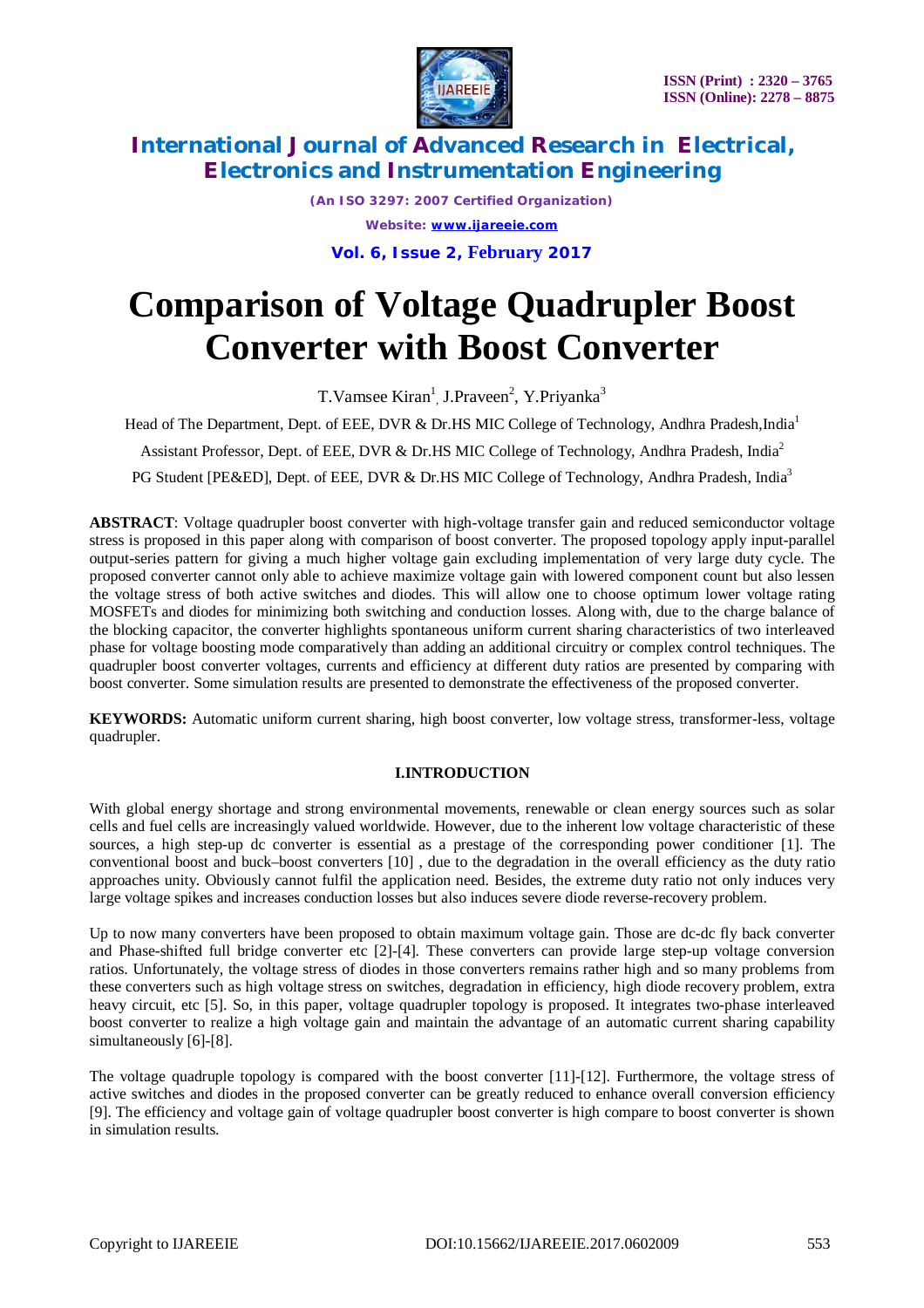# Comparison of Voltage Quadrupler Boost Converter with Boost Converter

T.Vamsee Kiran[1], J.Praveen[2], Y.Priyanka[3]

Head of The Department, Dept. of EEE, DVR & Dr.HS MIC College of Technology, Andhra Pradesh,India[1]

Assistant Professor, Dept. of EEE, DVR & Dr.HS MIC College of Technology, Andhra Pradesh, India[2]

PG Student [PE&ED], Dept. of EEE, DVR & Dr.HS MIC College of Technology, Andhra Pradesh, India[3]

**ABSTRACT**: Voltage quadrupler boost converter with high-voltage transfer gain and reduced semiconductor voltage stress is proposed in this paper along with comparison of boost converter. The proposed topology apply input-parallel output-series pattern for giving a much higher voltage gain excluding implementation of very large duty cycle. The proposed converter cannot only able to achieve maximize voltage gain with lowered component count but also lessen the voltage stress of both active switches and diodes. This will allow one to choose optimum lower voltage rating MOSFETs and diodes for minimizing both switching and conduction losses. Along with, due to the charge balance of the blocking capacitor, the converter highlights spontaneous uniform current sharing characteristics of two interleaved phase for voltage boosting mode comparatively than adding an additional circuitry or complex control techniques. The quadrupler boost converter voltages, currents and efficiency at different duty ratios are presented by comparing with boost converter. Some simulation results are presented to demonstrate the effectiveness of the proposed converter.

**KEYWORDS:** Automatic uniform current sharing, high boost converter, low voltage stress, transformer-less, voltage quadrupler.

## I.INTRODUCTION

With global energy shortage and strong environmental movements, renewable or clean energy sources such as solar cells and fuel cells are increasingly valued worldwide. However, due to the inherent low voltage characteristic of these sources, a high step-up dc converter is essential as a prestage of the corresponding power conditioner [1]. The conventional boost and buck–boost converters [10] , due to the degradation in the overall efficiency as the duty ratio approaches unity. Obviously cannot fulfil the application need. Besides, the extreme duty ratio not only induces very large voltage spikes and increases conduction losses but also induces severe diode reverse-recovery problem.

Up to now many converters have been proposed to obtain maximum voltage gain. Those are dc-dc fly back converter and Phase-shifted full bridge converter etc [2]-[4]. These converters can provide large step-up voltage conversion ratios. Unfortunately, the voltage stress of diodes in those converters remains rather high and so many problems from these converters such as high voltage stress on switches, degradation in efficiency, high diode recovery problem, extra heavy circuit, etc [5]. So, in this paper, voltage quadrupler topology is proposed. It integrates two-phase interleaved boost converter to realize a high voltage gain and maintain the advantage of an automatic current sharing capability simultaneously [6]-[8].

The voltage quadruple topology is compared with the boost converter [11]-[12]. Furthermore, the voltage stress of active switches and diodes in the proposed converter can be greatly reduced to enhance overall conversion efficiency [9]. The efficiency and voltage gain of voltage quadrupler boost converter is high compare to boost converter is shown in simulation results.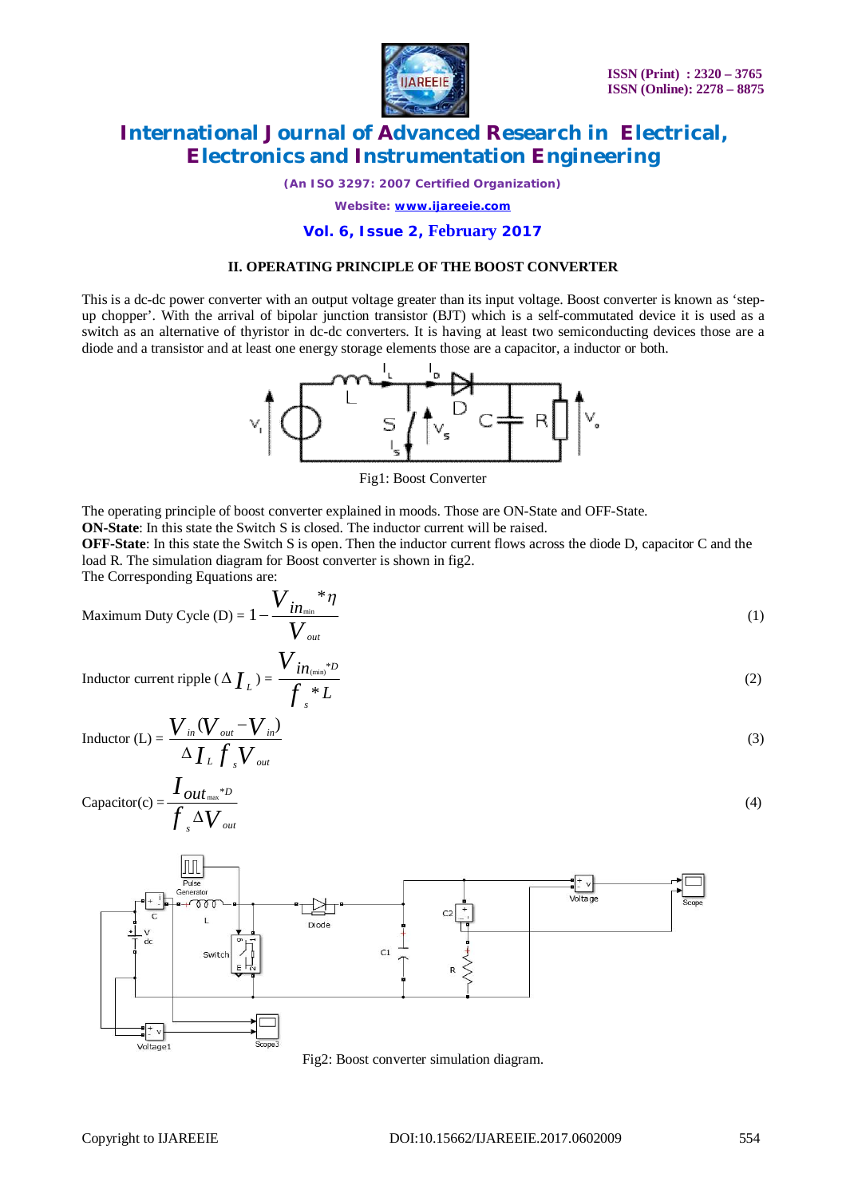## II. OPERATING PRINCIPLE OF THE BOOST CONVERTER

This is a dc-dc power converter with an output voltage greater than its input voltage. Boost converter is known as 'step-up chopper'. With the arrival of bipolar junction transistor (BJT) which is a self-commutated device it is used as a switch as an alternative of thyristor in dc-dc converters. It is having at least two semiconducting devices those are a diode and a transistor and at least one energy storage elements those are a capacitor, a inductor or both.

Fig1: Boost Converter

The operating principle of boost converter explained in moods. Those are ON-State and OFF-State.

**ON-State**: In this state the Switch S is closed. The inductor current will be raised.

**OFF-State**: In this state the Switch S is open. Then the inductor current flows across the diode D, capacitor C and the load R. The simulation diagram for Boost converter is shown in fig2.

The Corresponding Equations are:

$$\text{Maximum Duty Cycle (D)} = 1 - \frac{V_{in_{min}} * \eta}{V_{out}} \tag{1}$$

$$\text{Inductor current ripple } (\Delta I_L) = \frac{V_{in_{(min)}} * D}{f_s * L} \tag{2}$$

$$\text{Inductor (L)} = \frac{V_{in}(V_{out} - V_{in})}{\Delta I_L \, f_s \, V_{out}} \tag{3}$$

$$\text{Capacitor(c)} = \frac{I_{out_{max}} * D}{f_s \, \Delta V_{out}} \tag{4}$$

Fig2: Boost converter simulation diagram.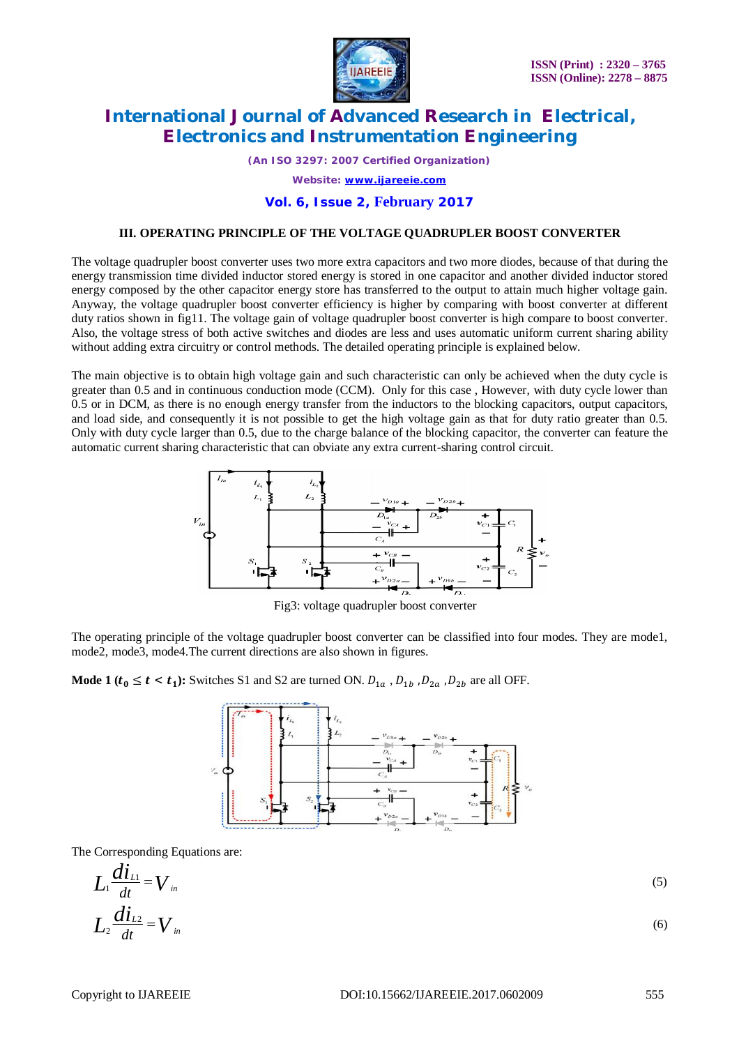## III. OPERATING PRINCIPLE OF THE VOLTAGE QUADRUPLER BOOST CONVERTER

The voltage quadrupler boost converter uses two more extra capacitors and two more diodes, because of that during the energy transmission time divided inductor stored energy is stored in one capacitor and another divided inductor stored energy composed by the other capacitor energy store has transferred to the output to attain much higher voltage gain. Anyway, the voltage quadrupler boost converter efficiency is higher by comparing with boost converter at different duty ratios shown in fig11. The voltage gain of voltage quadrupler boost converter is high compare to boost converter. Also, the voltage stress of both active switches and diodes are less and uses automatic uniform current sharing ability without adding extra circuitry or control methods. The detailed operating principle is explained below.

The main objective is to obtain high voltage gain and such characteristic can only be achieved when the duty cycle is greater than 0.5 and in continuous conduction mode (CCM). Only for this case , However, with duty cycle lower than 0.5 or in DCM, as there is no enough energy transfer from the inductors to the blocking capacitors, output capacitors, and load side, and consequently it is not possible to get the high voltage gain as that for duty ratio greater than 0.5. Only with duty cycle larger than 0.5, due to the charge balance of the blocking capacitor, the converter can feature the automatic current sharing characteristic that can obviate any extra current-sharing control circuit.

Fig3: voltage quadrupler boost converter

The operating principle of the voltage quadrupler boost converter can be classified into four modes. They are mode1, mode2, mode3, mode4.The current directions are also shown in figures.

**Mode 1 ($t_0 \le t < t_1$):** Switches S1 and S2 are turned ON. $D_{1a}$ , $D_{1b}$ ,$D_{2a}$ ,$D_{2b}$ are all OFF.

The Corresponding Equations are:

$$L_1 \frac{di_{L1}}{dt} = V_{in} \tag{5}$$

$$L_2 \frac{di_{L2}}{dt} = V_{in} \tag{6}$$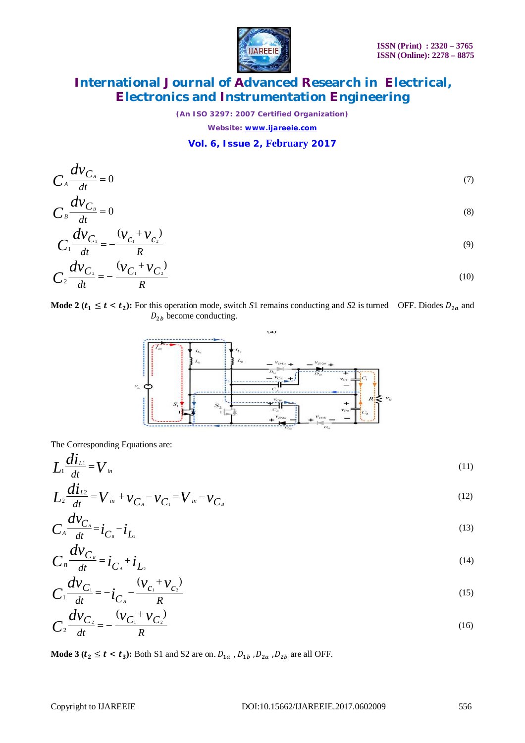$$C_A \frac{dv_{C_A}}{dt} = 0 \tag{7}$$

$$C_B \frac{dv_{C_B}}{dt} = 0 \tag{8}$$

$$C_1 \frac{dv_{C_1}}{dt} = -\frac{(v_{C_1} + v_{C_2})}{R} \tag{9}$$

$$C_2 \frac{dv_{C_2}}{dt} = -\frac{(v_{C_1} + v_{C_2})}{R} \tag{10}$$

**Mode 2 ($t_1 \leq t < t_2$):** For this operation mode, switch $S1$ remains conducting and $S2$ is turned OFF. Diodes $D_{2a}$ and $D_{2b}$ become conducting.

(a)

The Corresponding Equations are:

$$L_1 \frac{di_{L1}}{dt} = V_{in} \tag{11}$$

$$L_2 \frac{di_{L2}}{dt} = V_{in} + v_{C_A} - v_{C_1} = V_{in} - v_{C_B} \tag{12}$$

$$C_A \frac{dv_{C_A}}{dt} = i_{C_B} - i_{L_2} \tag{13}$$

$$C_B \frac{dv_{C_B}}{dt} = i_{C_A} + i_{L_2} \tag{14}$$

$$C_1 \frac{dv_{C_1}}{dt} = -i_{C_A} - \frac{(v_{C_1} + v_{C_2})}{R} \tag{15}$$

$$C_2 \frac{dv_{C_2}}{dt} = -\frac{(v_{C_1} + v_{C_2})}{R} \tag{16}$$

**Mode 3 ($t_2 \leq t < t_3$):** Both S1 and S2 are on. $D_{1a}$ , $D_{1b}$ ,$D_{2a}$ ,$D_{2b}$ are all OFF.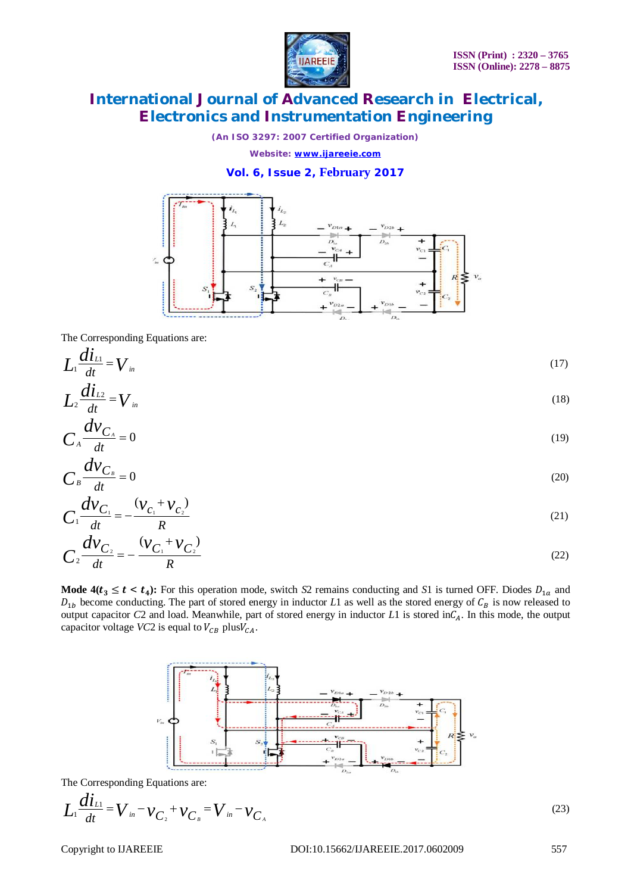The Corresponding Equations are:

$$L_1 \frac{di_{L1}}{dt} = V_{in} \tag{17}$$

$$L_2 \frac{di_{L2}}{dt} = V_{in} \tag{18}$$

$$C_A \frac{dv_{C_A}}{dt} = 0 \tag{19}$$

$$C_B \frac{dv_{C_B}}{dt} = 0 \tag{20}$$

$$C_1 \frac{dv_{C_1}}{dt} = -\frac{(v_{C_1} + v_{C_2})}{R} \tag{21}$$

$$C_2 \frac{dv_{C_2}}{dt} = -\frac{(v_{C_1} + v_{C_2})}{R} \tag{22}$$

**Mode 4($t_3 \le t < t_4$):** For this operation mode, switch $S2$ remains conducting and $S1$ is turned OFF. Diodes $D_{1a}$ and $D_{1b}$ become conducting. The part of stored energy in inductor $L1$ as well as the stored energy of $C_B$ is now released to output capacitor $C2$ and load. Meanwhile, part of stored energy in inductor $L1$ is stored in$C_A$. In this mode, the output capacitor voltage $VC2$ is equal to $V_{CB}$ plus$V_{CA}$.

The Corresponding Equations are:

$$L_1 \frac{di_{L1}}{dt} = V_{in} - v_{C_2} + v_{C_B} = V_{in} - v_{C_A} \tag{23}$$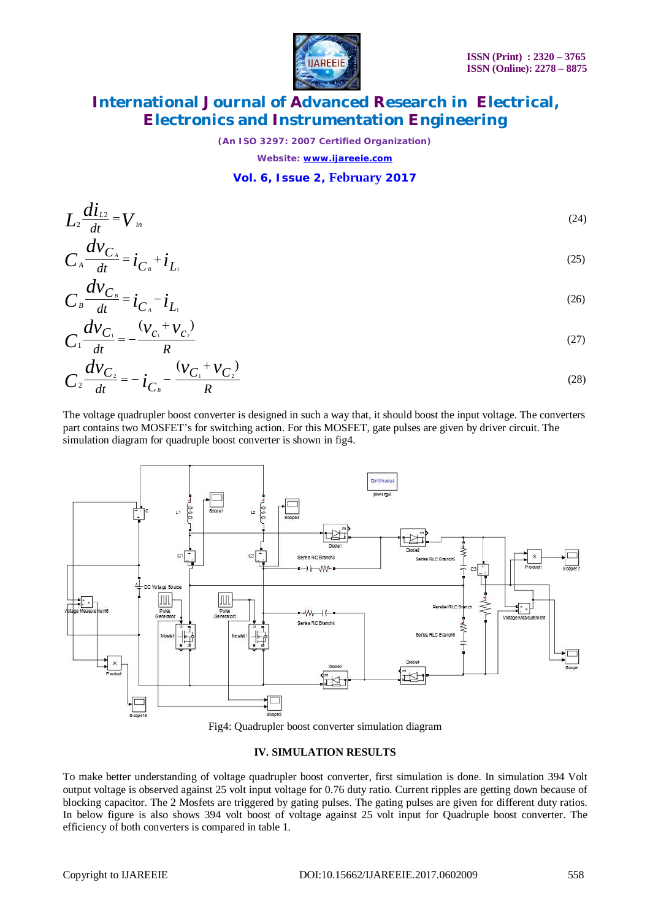$$L_2 \frac{di_{L2}}{dt} = V_{in} \tag{24}$$

$$C_A \frac{dv_{C_A}}{dt} = i_{C_B} + i_{L_1} \tag{25}$$

$$C_B \frac{dv_{C_B}}{dt} = i_{C_A} - i_{L_1} \tag{26}$$

$$C_1 \frac{dv_{C_1}}{dt} = -\frac{(v_{C_1} + v_{C_2})}{R} \tag{27}$$

$$C_2 \frac{dv_{C_2}}{dt} = -i_{C_B} - \frac{(v_{C_1} + v_{C_2})}{R} \tag{28}$$

The voltage quadrupler boost converter is designed in such a way that, it should boost the input voltage. The converters part contains two MOSFET's for switching action. For this MOSFET, gate pulses are given by driver circuit. The simulation diagram for quadruple boost converter is shown in fig4.

Fig4: Quadrupler boost converter simulation diagram

## IV. SIMULATION RESULTS

To make better understanding of voltage quadrupler boost converter, first simulation is done. In simulation 394 Volt output voltage is observed against 25 volt input voltage for 0.76 duty ratio. Current ripples are getting down because of blocking capacitor. The 2 Mosfets are triggered by gating pulses. The gating pulses are given for different duty ratios. In below figure is also shows 394 volt boost of voltage against 25 volt input for Quadruple boost converter. The efficiency of both converters is compared in table 1.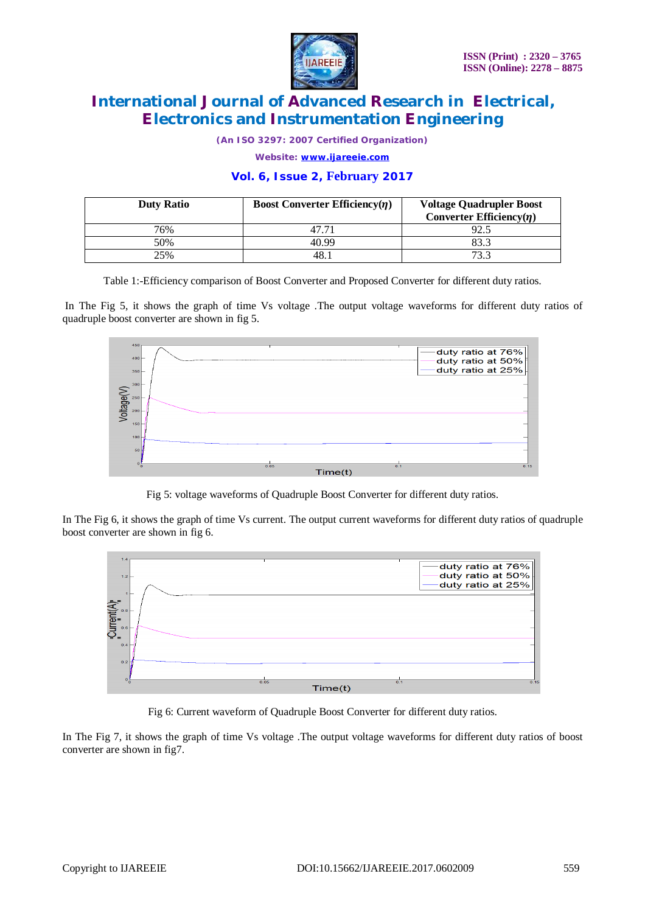| Duty Ratio | Boost Converter Efficiency($\eta$) | Voltage Quadrupler Boost Converter Efficiency($\eta$) |
|---|---|---|
| 76% | 47.71 | 92.5 |
| 50% | 40.99 | 83.3 |
| 25% | 48.1 | 73.3 |

Table 1:-Efficiency comparison of Boost Converter and Proposed Converter for different duty ratios.

In The Fig 5, it shows the graph of time Vs voltage .The output voltage waveforms for different duty ratios of quadruple boost converter are shown in fig 5.

Fig 5: voltage waveforms of Quadruple Boost Converter for different duty ratios.

In The Fig 6, it shows the graph of time Vs current. The output current waveforms for different duty ratios of quadruple boost converter are shown in fig 6.

Fig 6: Current waveform of Quadruple Boost Converter for different duty ratios.

In The Fig 7, it shows the graph of time Vs voltage .The output voltage waveforms for different duty ratios of boost converter are shown in fig7.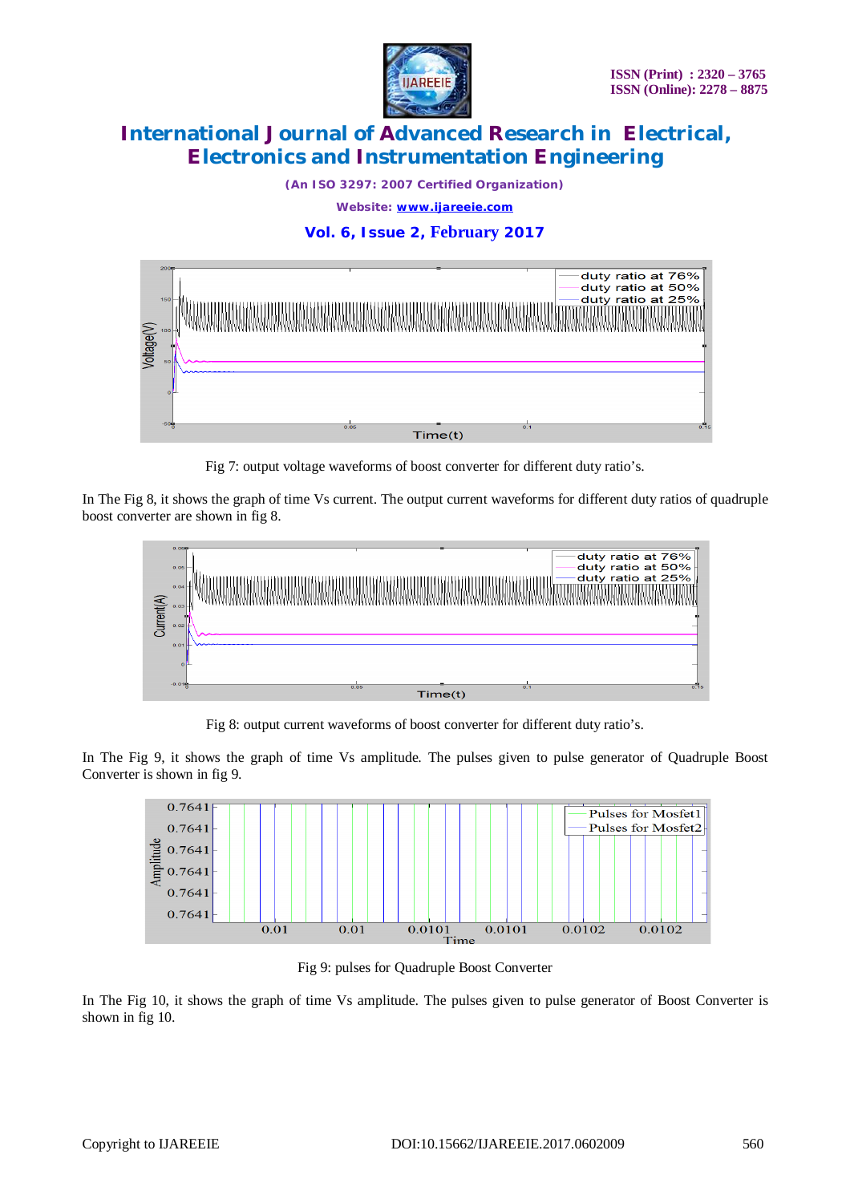Fig 7: output voltage waveforms of boost converter for different duty ratio's.

In The Fig 8, it shows the graph of time Vs current. The output current waveforms for different duty ratios of quadruple boost converter are shown in fig 8.

Fig 8: output current waveforms of boost converter for different duty ratio's.

In The Fig 9, it shows the graph of time Vs amplitude. The pulses given to pulse generator of Quadruple Boost Converter is shown in fig 9.

Fig 9: pulses for Quadruple Boost Converter

In The Fig 10, it shows the graph of time Vs amplitude. The pulses given to pulse generator of Boost Converter is shown in fig 10.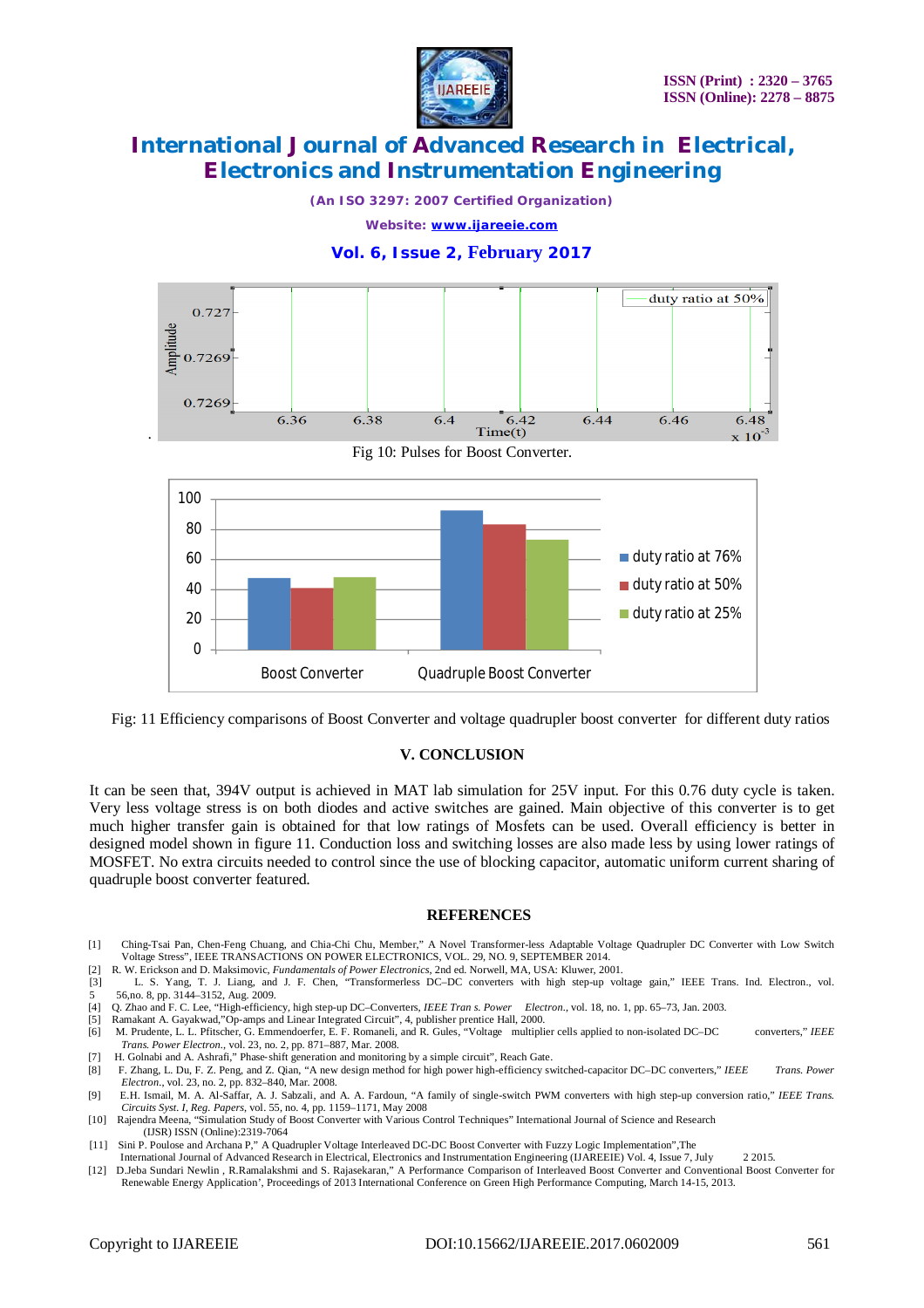0.727
0.7269
0.7269
Amplitude
6.36
6.38
6.4
6.42
6.44
6.46
6.48
Time(t)
x 10⁻³
duty ratio at 50%

Fig 10: Pulses for Boost Converter.

100
80
60
40
20
0
Boost Converter
Quadruple Boost Converter
duty ratio at 76%
duty ratio at 50%
duty ratio at 25%

Fig: 11 Efficiency comparisons of Boost Converter and voltage quadrupler boost converter for different duty ratios

## V. CONCLUSION

It can be seen that, 394V output is achieved in MAT lab simulation for 25V input. For this 0.76 duty cycle is taken. Very less voltage stress is on both diodes and active switches are gained. Main objective of this converter is to get much higher transfer gain is obtained for that low ratings of Mosfets can be used. Overall efficiency is better in designed model shown in figure 11. Conduction loss and switching losses are also made less by using lower ratings of MOSFET. No extra circuits needed to control since the use of blocking capacitor, automatic uniform current sharing of quadruple boost converter featured.

## REFERENCES

[1] Ching-Tsai Pan, Chen-Feng Chuang, and Chia-Chi Chu, Member," A Novel Transformer-less Adaptable Voltage Quadrupler DC Converter with Low Switch Voltage Stress", IEEE TRANSACTIONS ON POWER ELECTRONICS, VOL. 29, NO. 9, SEPTEMBER 2014.

[2] R. W. Erickson and D. Maksimovic, *Fundamentals of Power Electronics*, 2nd ed. Norwell, MA, USA: Kluwer, 2001.

[3] L. S. Yang, T. J. Liang, and J. F. Chen, "Transformerless DC–DC converters with high step-up voltage gain," IEEE Trans. Ind. Electron., vol. 56,no. 8, pp. 3144–3152, Aug. 2009.

[4] Q. Zhao and F. C. Lee, "High-efficiency, high step-up DC–Converters, *IEEE Tran s. Power Electron.*, vol. 18, no. 1, pp. 65–73, Jan. 2003.

[5] Ramakant A. Gayakwad,"Op-amps and Linear Integrated Circuit", 4, publisher prentice Hall, 2000.

[6] M. Prudente, L. L. Pfitscher, G. Emmendoerfer, E. F. Romaneli, and R. Gules, "Voltage multiplier cells applied to non-isolated DC–DC converters," *IEEE Trans. Power Electron.*, vol. 23, no. 2, pp. 871–887, Mar. 2008.

[7] H. Golnabi and A. Ashrafi," Phase-shift generation and monitoring by a simple circuit", Reach Gate.

[8] F. Zhang, L. Du, F. Z. Peng, and Z. Qian, "A new design method for high power high-efficiency switched-capacitor DC–DC converters," *IEEE Trans. Power Electron.*, vol. 23, no. 2, pp. 832–840, Mar. 2008.

[9] E.H. Ismail, M. A. Al-Saffar, A. J. Sabzali, and A. A. Fardoun, "A family of single-switch PWM converters with high step-up conversion ratio," *IEEE Trans. Circuits Syst. I, Reg. Papers*, vol. 55, no. 4, pp. 1159–1171, May 2008

[10] Rajendra Meena, "Simulation Study of Boost Converter with Various Control Techniques" International Journal of Science and Research (IJSR) ISSN (Online):2319-7064

[11] Sini P. Poulose and Archana P," A Quadrupler Voltage Interleaved DC-DC Boost Converter with Fuzzy Logic Implementation",The International Journal of Advanced Research in Electrical, Electronics and Instrumentation Engineering (IJAREEIE) Vol. 4, Issue 7, July 2 2015.

[12] D.Jeba Sundari Newlin , R.Ramalakshmi and S. Rajasekaran," A Performance Comparison of Interleaved Boost Converter and Conventional Boost Converter for Renewable Energy Application', Proceedings of 2013 International Conference on Green High Performance Computing, March 14-15, 2013.